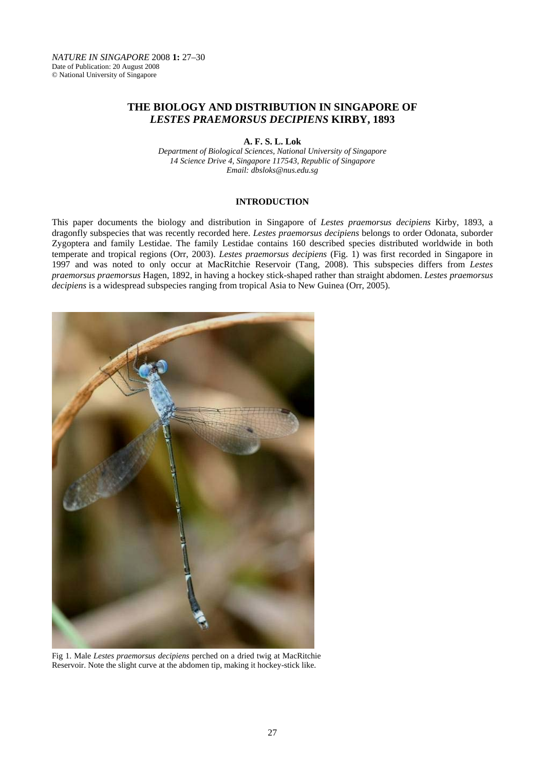# THE BIOLOGY AND DISTRIBUTION IN SINGAPORE OF *LESTES PRAEMORSUS DECIPIENS* KIRBY, 1893

**A. F. S. L. Lok**

*Department of Biological Sciences, National University of Singapore*
*14 Science Drive 4, Singapore 117543, Republic of Singapore*
*Email: dbsloks@nus.edu.sg*

## INTRODUCTION

This paper documents the biology and distribution in Singapore of *Lestes praemorsus decipiens* Kirby, 1893, a dragonfly subspecies that was recently recorded here. *Lestes praemorsus decipiens* belongs to order Odonata, suborder Zygoptera and family Lestidae. The family Lestidae contains 160 described species distributed worldwide in both temperate and tropical regions (Orr, 2003). *Lestes praemorsus decipiens* (Fig. 1) was first recorded in Singapore in 1997 and was noted to only occur at MacRitchie Reservoir (Tang, 2008). This subspecies differs from *Lestes praemorsus praemorsus* Hagen, 1892, in having a hockey stick-shaped rather than straight abdomen. *Lestes praemorsus decipiens* is a widespread subspecies ranging from tropical Asia to New Guinea (Orr, 2005).

Fig 1. Male *Lestes praemorsus decipiens* perched on a dried twig at MacRitchie Reservoir. Note the slight curve at the abdomen tip, making it hockey-stick like.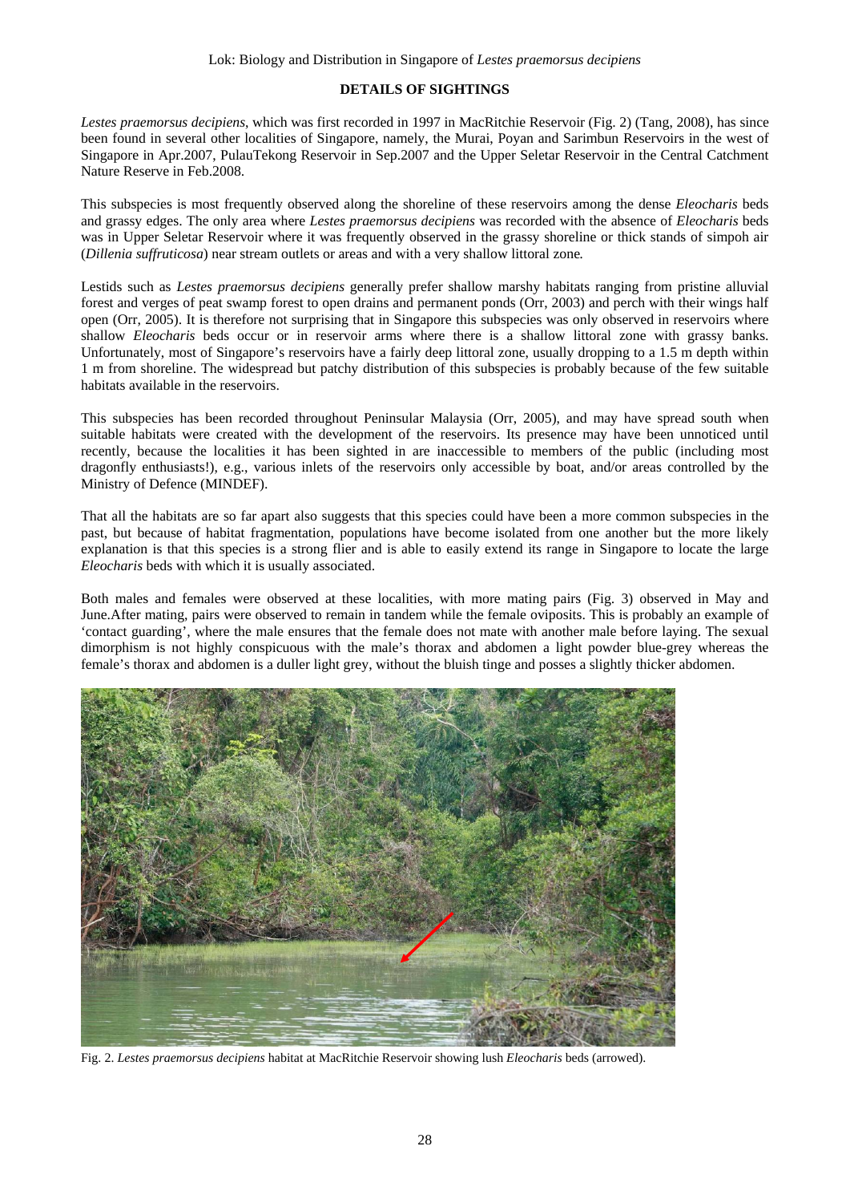## DETAILS OF SIGHTINGS

*Lestes praemorsus decipiens,* which was first recorded in 1997 in MacRitchie Reservoir (Fig. 2) (Tang, 2008), has since been found in several other localities of Singapore, namely, the Murai, Poyan and Sarimbun Reservoirs in the west of Singapore in Apr.2007, PulauTekong Reservoir in Sep.2007 and the Upper Seletar Reservoir in the Central Catchment Nature Reserve in Feb.2008.

This subspecies is most frequently observed along the shoreline of these reservoirs among the dense *Eleocharis* beds and grassy edges. The only area where *Lestes praemorsus decipiens* was recorded with the absence of *Eleocharis* beds was in Upper Seletar Reservoir where it was frequently observed in the grassy shoreline or thick stands of simpoh air (*Dillenia suffruticosa*) near stream outlets or areas and with a very shallow littoral zone.

Lestids such as *Lestes praemorsus decipiens* generally prefer shallow marshy habitats ranging from pristine alluvial forest and verges of peat swamp forest to open drains and permanent ponds (Orr, 2003) and perch with their wings half open (Orr, 2005). It is therefore not surprising that in Singapore this subspecies was only observed in reservoirs where shallow *Eleocharis* beds occur or in reservoir arms where there is a shallow littoral zone with grassy banks. Unfortunately, most of Singapore's reservoirs have a fairly deep littoral zone, usually dropping to a 1.5 m depth within 1 m from shoreline. The widespread but patchy distribution of this subspecies is probably because of the few suitable habitats available in the reservoirs.

This subspecies has been recorded throughout Peninsular Malaysia (Orr, 2005), and may have spread south when suitable habitats were created with the development of the reservoirs. Its presence may have been unnoticed until recently, because the localities it has been sighted in are inaccessible to members of the public (including most dragonfly enthusiasts!), e.g., various inlets of the reservoirs only accessible by boat, and/or areas controlled by the Ministry of Defence (MINDEF).

That all the habitats are so far apart also suggests that this species could have been a more common subspecies in the past, but because of habitat fragmentation, populations have become isolated from one another but the more likely explanation is that this species is a strong flier and is able to easily extend its range in Singapore to locate the large *Eleocharis* beds with which it is usually associated.

Both males and females were observed at these localities, with more mating pairs (Fig. 3) observed in May and June.After mating, pairs were observed to remain in tandem while the female oviposits. This is probably an example of 'contact guarding', where the male ensures that the female does not mate with another male before laying. The sexual dimorphism is not highly conspicuous with the male's thorax and abdomen a light powder blue-grey whereas the female's thorax and abdomen is a duller light grey, without the bluish tinge and posses a slightly thicker abdomen.

Fig. 2. *Lestes praemorsus decipiens* habitat at MacRitchie Reservoir showing lush *Eleocharis* beds (arrowed).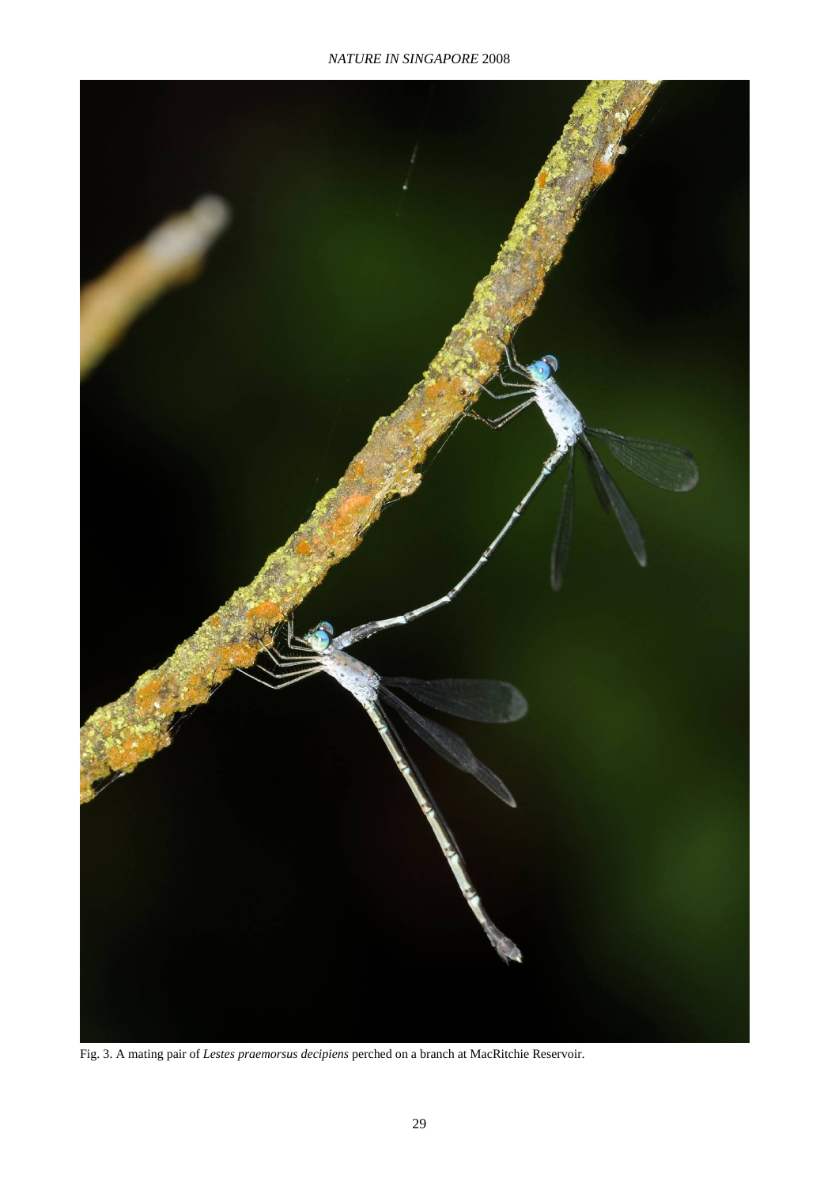Fig. 3. A mating pair of *Lestes praemorsus decipiens* perched on a branch at MacRitchie Reservoir.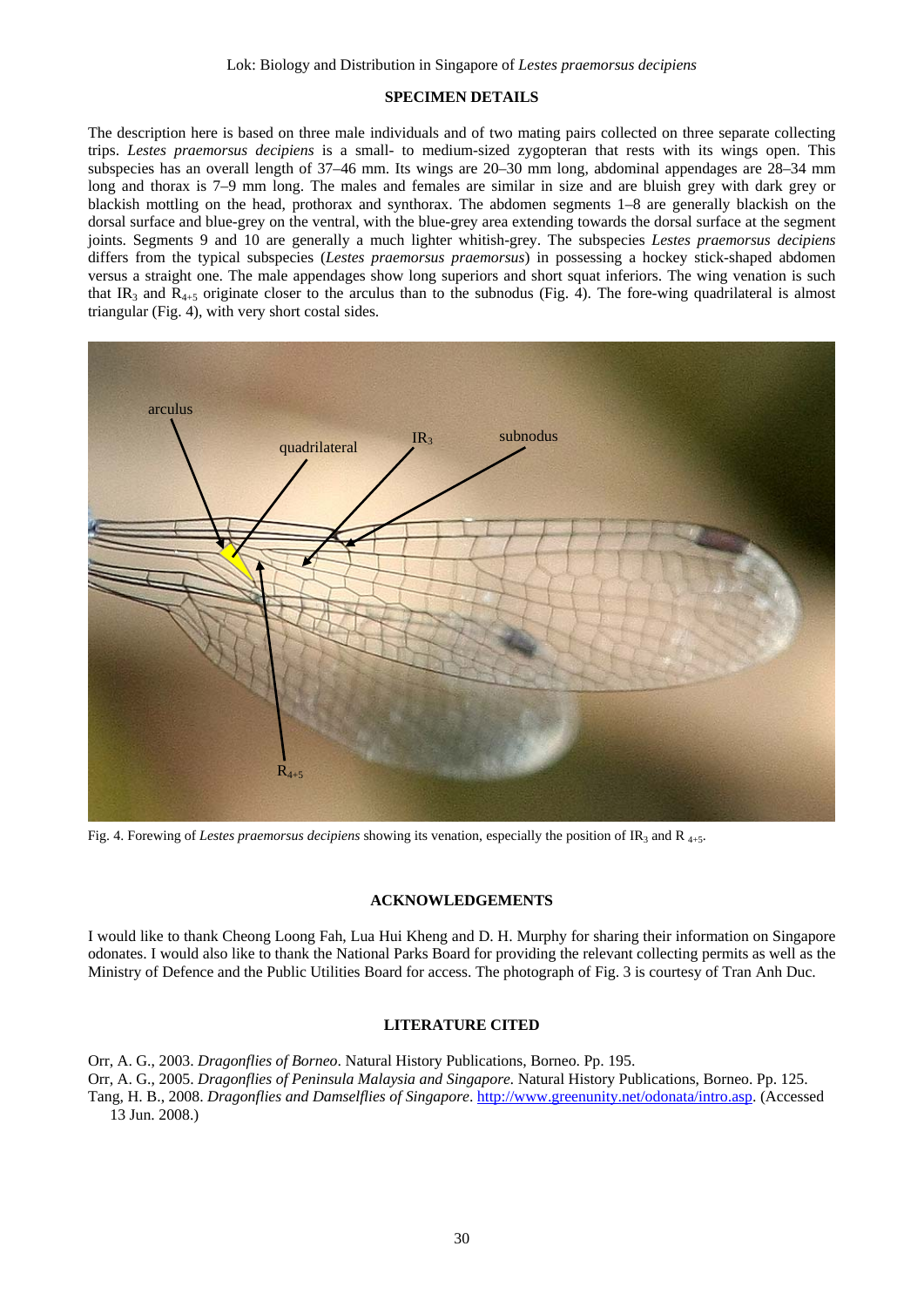## SPECIMEN DETAILS

The description here is based on three male individuals and of two mating pairs collected on three separate collecting trips. *Lestes praemorsus decipiens* is a small- to medium-sized zygopteran that rests with its wings open. This subspecies has an overall length of 37–46 mm. Its wings are 20–30 mm long, abdominal appendages are 28–34 mm long and thorax is 7–9 mm long. The males and females are similar in size and are bluish grey with dark grey or blackish mottling on the head, prothorax and synthorax. The abdomen segments 1–8 are generally blackish on the dorsal surface and blue-grey on the ventral, with the blue-grey area extending towards the dorsal surface at the segment joints. Segments 9 and 10 are generally a much lighter whitish-grey. The subspecies *Lestes praemorsus decipiens* differs from the typical subspecies (*Lestes praemorsus praemorsus*) in possessing a hockey stick-shaped abdomen versus a straight one. The male appendages show long superiors and short squat inferiors. The wing venation is such that $IR_3$ and $R_{4+5}$ originate closer to the arculus than to the subnodus (Fig. 4). The fore-wing quadrilateral is almost triangular (Fig. 4), with very short costal sides.

arculus
quadrilateral
$IR_3$
subnodus
$R_{4+5}$

Fig. 4. Forewing of *Lestes praemorsus decipiens* showing its venation, especially the position of $IR_3$ and $R_{4+5}$.

## ACKNOWLEDGEMENTS

I would like to thank Cheong Loong Fah, Lua Hui Kheng and D. H. Murphy for sharing their information on Singapore odonates. I would also like to thank the National Parks Board for providing the relevant collecting permits as well as the Ministry of Defence and the Public Utilities Board for access. The photograph of Fig. 3 is courtesy of Tran Anh Duc.

## LITERATURE CITED

Orr, A. G., 2003. *Dragonflies of Borneo*. Natural History Publications, Borneo. Pp. 195.

Orr, A. G., 2005. *Dragonflies of Peninsula Malaysia and Singapore.* Natural History Publications, Borneo. Pp. 125.

Tang, H. B., 2008. *Dragonflies and Damselflies of Singapore*. http://www.greenunity.net/odonata/intro.asp. (Accessed 13 Jun. 2008.)